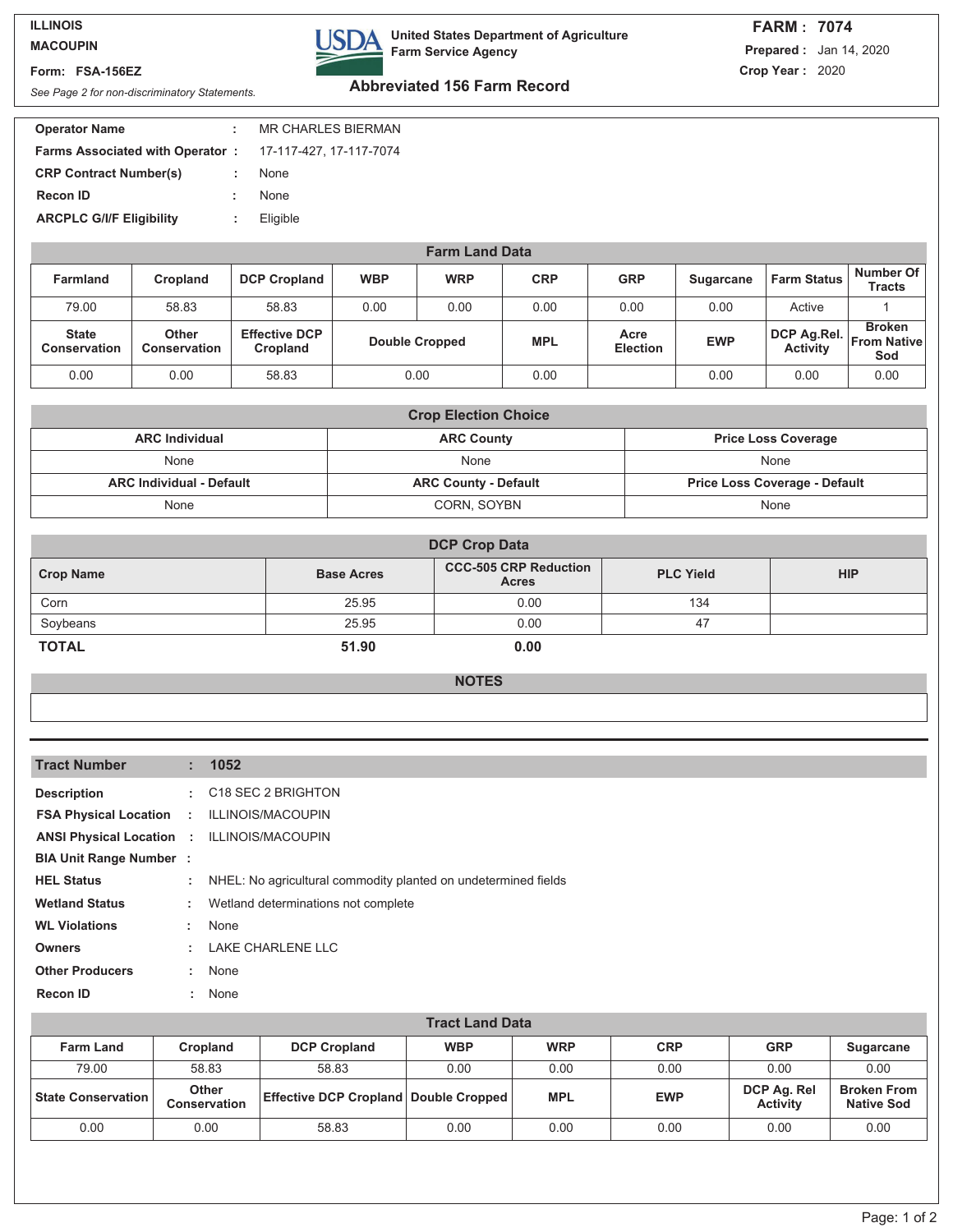**ILLINOIS**
**MACOUPIN**
**Form: FSA-156EZ**
*See Page 2 for non-discriminatory Statements.*

**United States Department of Agriculture**
**Farm Service Agency**

## Abbreviated 156 Farm Record

**FARM : 7074**
**Prepared :** Jan 14, 2020
**Crop Year :** 2020

| | | |
|---|---|---|
| **Operator Name** | : | MR CHARLES BIERMAN |
| **Farms Associated with Operator** | : | 17-117-427, 17-117-7074 |
| **CRP Contract Number(s)** | : | None |
| **Recon ID** | : | None |
| **ARCPLC G/I/F Eligibility** | : | Eligible |

### Farm Land Data

| Farmland | Cropland | DCP Cropland | WBP | WRP | CRP | GRP | Sugarcane | Farm Status | Number Of Tracts |
|---|---|---|---|---|---|---|---|---|---|
| 79.00 | 58.83 | 58.83 | 0.00 | 0.00 | 0.00 | 0.00 | 0.00 | Active | 1 |
| **State Conservation** | **Other Conservation** | **Effective DCP Cropland** | **Double Cropped** | | **MPL** | **Acre Election** | **EWP** | **DCP Ag.Rel. Activity** | **Broken From Native Sod** |
| 0.00 | 0.00 | 58.83 | 0.00 | | 0.00 | | 0.00 | 0.00 | 0.00 |

### Crop Election Choice

| ARC Individual | ARC County | Price Loss Coverage |
|---|---|---|
| None | None | None |
| **ARC Individual - Default** | **ARC County - Default** | **Price Loss Coverage - Default** |
| None | CORN, SOYBN | None |

### DCP Crop Data

| Crop Name | Base Acres | CCC-505 CRP Reduction Acres | PLC Yield | HIP |
|---|---|---|---|---|
| Corn | 25.95 | 0.00 | 134 | |
| Soybeans | 25.95 | 0.00 | 47 | |
| **TOTAL** | **51.90** | **0.00** | | |

### NOTES

---

### Tract Number : 1052

| | | |
|---|---|---|
| **Description** | : | C18 SEC 2 BRIGHTON |
| **FSA Physical Location** | : | ILLINOIS/MACOUPIN |
| **ANSI Physical Location** | : | ILLINOIS/MACOUPIN |
| **BIA Unit Range Number** | : | |
| **HEL Status** | : | NHEL: No agricultural commodity planted on undetermined fields |
| **Wetland Status** | : | Wetland determinations not complete |
| **WL Violations** | : | None |
| **Owners** | : | LAKE CHARLENE LLC |
| **Other Producers** | : | None |
| **Recon ID** | : | None |

### Tract Land Data

| Farm Land | Cropland | DCP Cropland | WBP | WRP | CRP | GRP | Sugarcane |
|---|---|---|---|---|---|---|---|
| 79.00 | 58.83 | 58.83 | 0.00 | 0.00 | 0.00 | 0.00 | 0.00 |
| **State Conservation** | **Other Conservation** | **Effective DCP Cropland** | **Double Cropped** | **MPL** | **EWP** | **DCP Ag. Rel Activity** | **Broken From Native Sod** |
| 0.00 | 0.00 | 58.83 | 0.00 | 0.00 | 0.00 | 0.00 | 0.00 |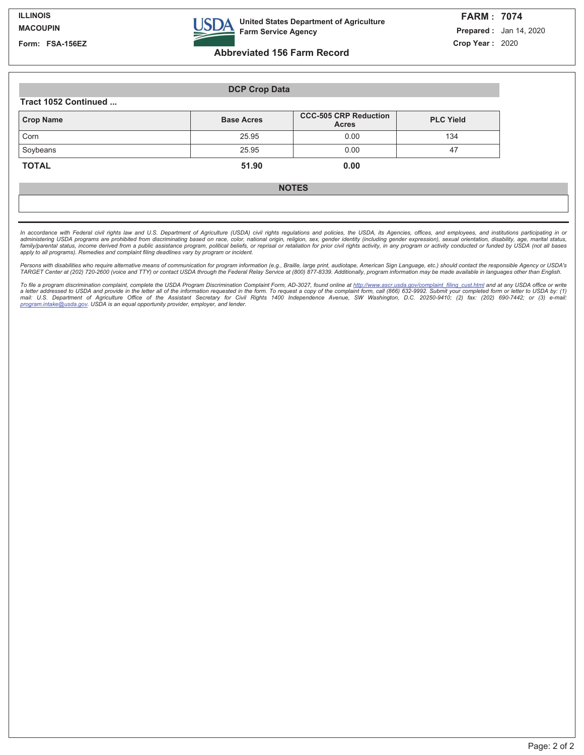ILLINOIS
MACOUPIN
Form: FSA-156EZ

United States Department of Agriculture
Farm Service Agency

## Abbreviated 156 Farm Record

**FARM : 7074**
**Prepared :** Jan 14, 2020
**Crop Year :** 2020

### DCP Crop Data

**Tract 1052 Continued ...**

| Crop Name | Base Acres | CCC-505 CRP Reduction Acres | PLC Yield |
|---|---|---|---|
| Corn | 25.95 | 0.00 | 134 |
| Soybeans | 25.95 | 0.00 | 47 |
| **TOTAL** | **51.90** | **0.00** | |

### NOTES

*In accordance with Federal civil rights law and U.S. Department of Agriculture (USDA) civil rights regulations and policies, the USDA, its Agencies, offices, and employees, and institutions participating in or administering USDA programs are prohibited from discriminating based on race, color, national origin, religion, sex, gender identity (including gender expression), sexual orientation, disability, age, marital status, family/parental status, income derived from a public assistance program, political beliefs, or reprisal or retaliation for prior civil rights activity, in any program or activity conducted or funded by USDA (not all bases apply to all programs). Remedies and complaint filing deadlines vary by program or incident.*

*Persons with disabilities who require alternative means of communication for program information (e.g., Braille, large print, audiotape, American Sign Language, etc.) should contact the responsible Agency or USDA's TARGET Center at (202) 720-2600 (voice and TTY) or contact USDA through the Federal Relay Service at (800) 877-8339. Additionally, program information may be made available in languages other than English.*

*To file a program discrimination complaint, complete the USDA Program Discrimination Complaint Form, AD-3027, found online at http://www.ascr.usda.gov/complaint_filing_cust.html and at any USDA office or write a letter addressed to USDA and provide in the letter all of the information requested in the form. To request a copy of the complaint form, call (866) 632-9992. Submit your completed form or letter to USDA by: (1) mail: U.S. Department of Agriculture Office of the Assistant Secretary for Civil Rights 1400 Independence Avenue, SW Washington, D.C. 20250-9410; (2) fax: (202) 690-7442; or (3) e-mail: program.intake@usda.gov. USDA is an equal opportunity provider, employer, and lender.*